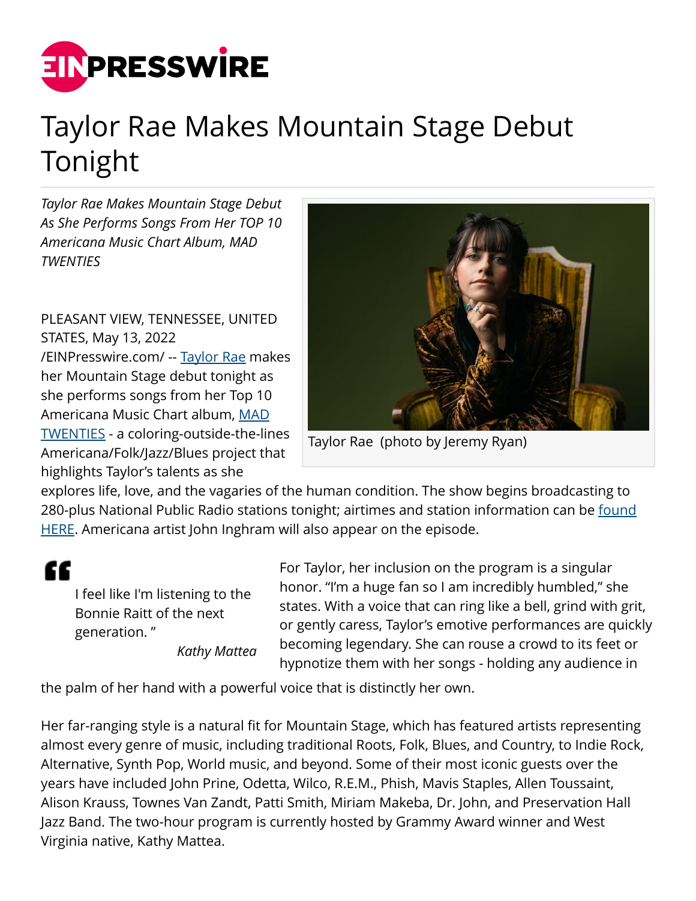# Taylor Rae Makes Mountain Stage Debut Tonight

*Taylor Rae Makes Mountain Stage Debut As She Performs Songs From Her TOP 10 Americana Music Chart Album, MAD TWENTIES*

Taylor Rae (photo by Jeremy Ryan)

PLEASANT VIEW, TENNESSEE, UNITED STATES, May 13, 2022 /EINPresswire.com/ -- Taylor Rae makes her Mountain Stage debut tonight as she performs songs from her Top 10 Americana Music Chart album, MAD TWENTIES - a coloring-outside-the-lines Americana/Folk/Jazz/Blues project that highlights Taylor's talents as she explores life, love, and the vagaries of the human condition. The show begins broadcasting to 280-plus National Public Radio stations tonight; airtimes and station information can be found HERE. Americana artist John Inghram will also appear on the episode.

> I feel like I'm listening to the Bonnie Raitt of the next generation."
>
> *Kathy Mattea*

For Taylor, her inclusion on the program is a singular honor. "I'm a huge fan so I am incredibly humbled," she states. With a voice that can ring like a bell, grind with grit, or gently caress, Taylor's emotive performances are quickly becoming legendary. She can rouse a crowd to its feet or hypnotize them with her songs - holding any audience in the palm of her hand with a powerful voice that is distinctly her own.

Her far-ranging style is a natural fit for Mountain Stage, which has featured artists representing almost every genre of music, including traditional Roots, Folk, Blues, and Country, to Indie Rock, Alternative, Synth Pop, World music, and beyond. Some of their most iconic guests over the years have included John Prine, Odetta, Wilco, R.E.M., Phish, Mavis Staples, Allen Toussaint, Alison Krauss, Townes Van Zandt, Patti Smith, Miriam Makeba, Dr. John, and Preservation Hall Jazz Band. The two-hour program is currently hosted by Grammy Award winner and West Virginia native, Kathy Mattea.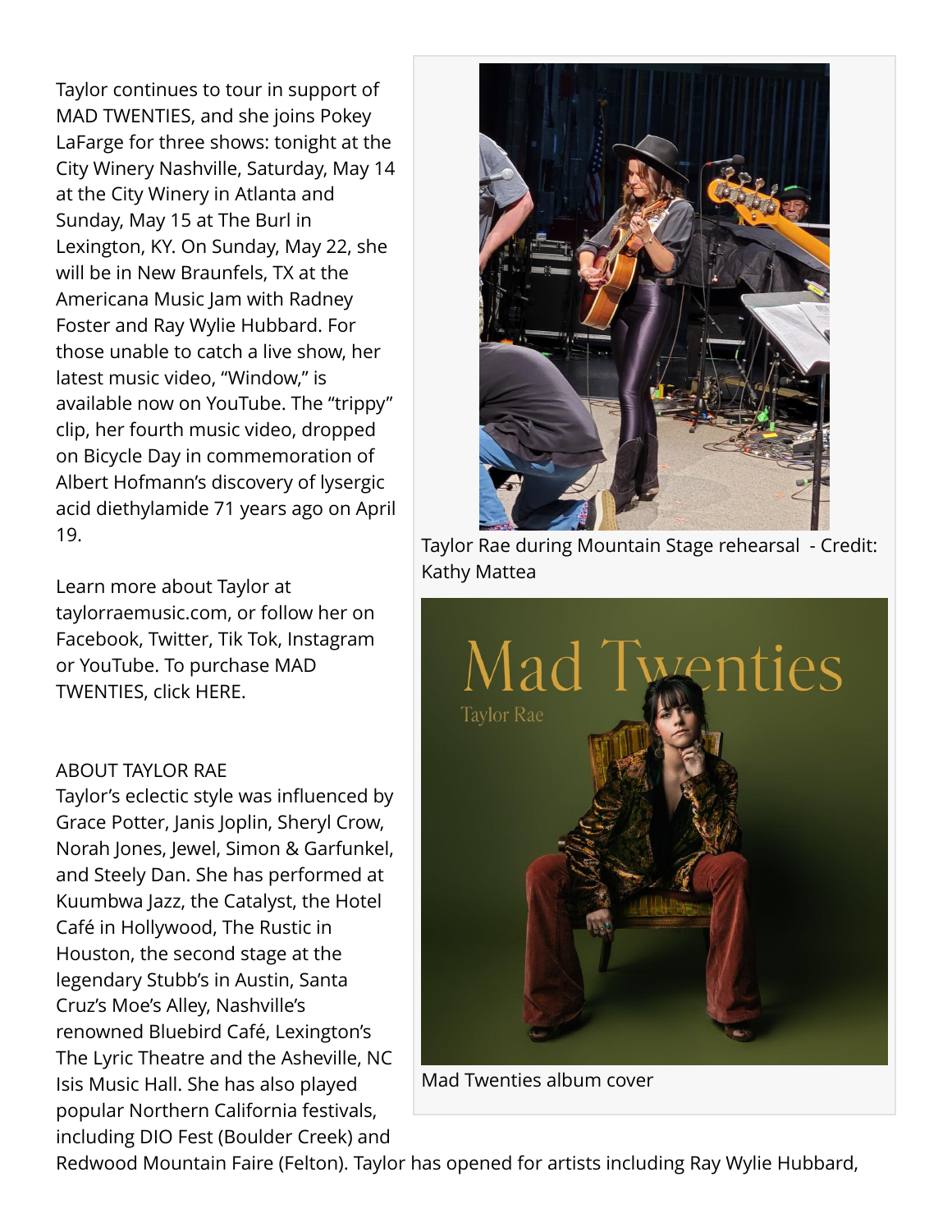Taylor continues to tour in support of MAD TWENTIES, and she joins Pokey LaFarge for three shows: tonight at the City Winery Nashville, Saturday, May 14 at the City Winery in Atlanta and Sunday, May 15 at The Burl in Lexington, KY. On Sunday, May 22, she will be in New Braunfels, TX at the Americana Music Jam with Radney Foster and Ray Wylie Hubbard. For those unable to catch a live show, her latest music video, “Window,” is available now on YouTube. The “trippy” clip, her fourth music video, dropped on Bicycle Day in commemoration of Albert Hofmann’s discovery of lysergic acid diethylamide 71 years ago on April 19.

Taylor Rae during Mountain Stage rehearsal - Credit: Kathy Mattea

Learn more about Taylor at taylorraemusic.com, or follow her on Facebook, Twitter, Tik Tok, Instagram or YouTube. To purchase MAD TWENTIES, click HERE.

Mad Twenties album cover

ABOUT TAYLOR RAE

Taylor’s eclectic style was influenced by Grace Potter, Janis Joplin, Sheryl Crow, Norah Jones, Jewel, Simon & Garfunkel, and Steely Dan. She has performed at Kuumbwa Jazz, the Catalyst, the Hotel Café in Hollywood, The Rustic in Houston, the second stage at the legendary Stubb’s in Austin, Santa Cruz’s Moe’s Alley, Nashville’s renowned Bluebird Café, Lexington’s The Lyric Theatre and the Asheville, NC Isis Music Hall. She has also played popular Northern California festivals, including DIO Fest (Boulder Creek) and Redwood Mountain Faire (Felton). Taylor has opened for artists including Ray Wylie Hubbard,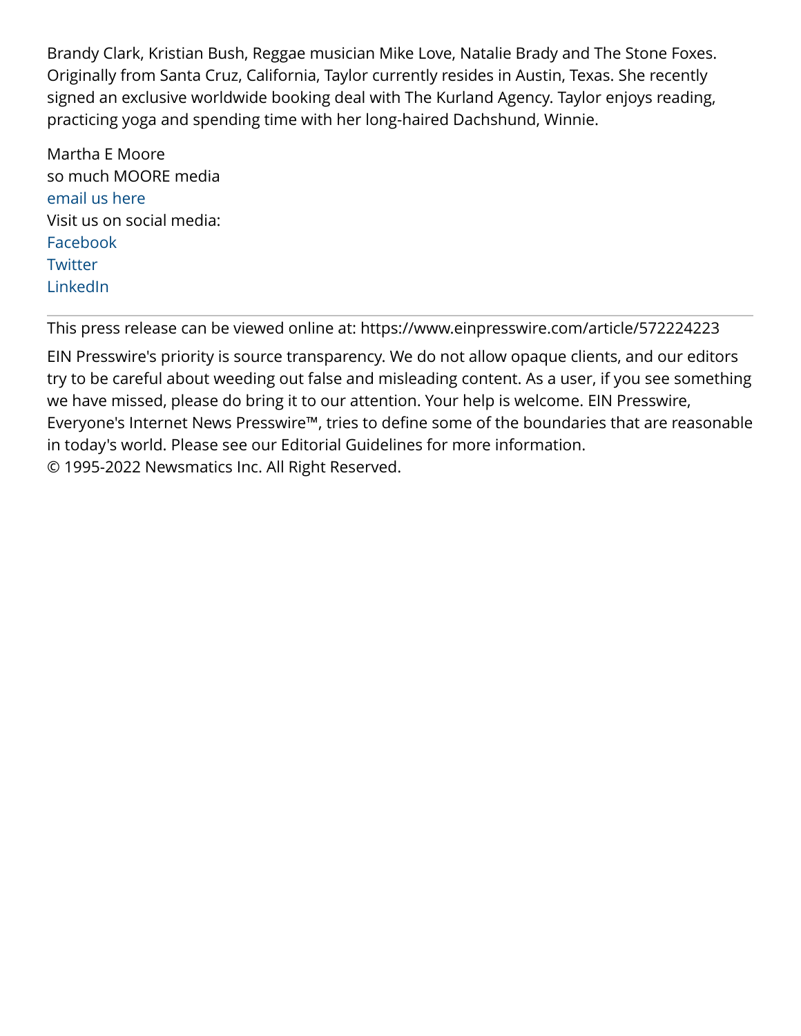Brandy Clark, Kristian Bush, Reggae musician Mike Love, Natalie Brady and The Stone Foxes. Originally from Santa Cruz, California, Taylor currently resides in Austin, Texas. She recently signed an exclusive worldwide booking deal with The Kurland Agency. Taylor enjoys reading, practicing yoga and spending time with her long-haired Dachshund, Winnie.

Martha E Moore
so much MOORE media
email us here
Visit us on social media:
Facebook
Twitter
LinkedIn

---

This press release can be viewed online at: https://www.einpresswire.com/article/572224223

EIN Presswire's priority is source transparency. We do not allow opaque clients, and our editors try to be careful about weeding out false and misleading content. As a user, if you see something we have missed, please do bring it to our attention. Your help is welcome. EIN Presswire, Everyone's Internet News Presswire™, tries to define some of the boundaries that are reasonable in today's world. Please see our Editorial Guidelines for more information.
© 1995-2022 Newsmatics Inc. All Right Reserved.